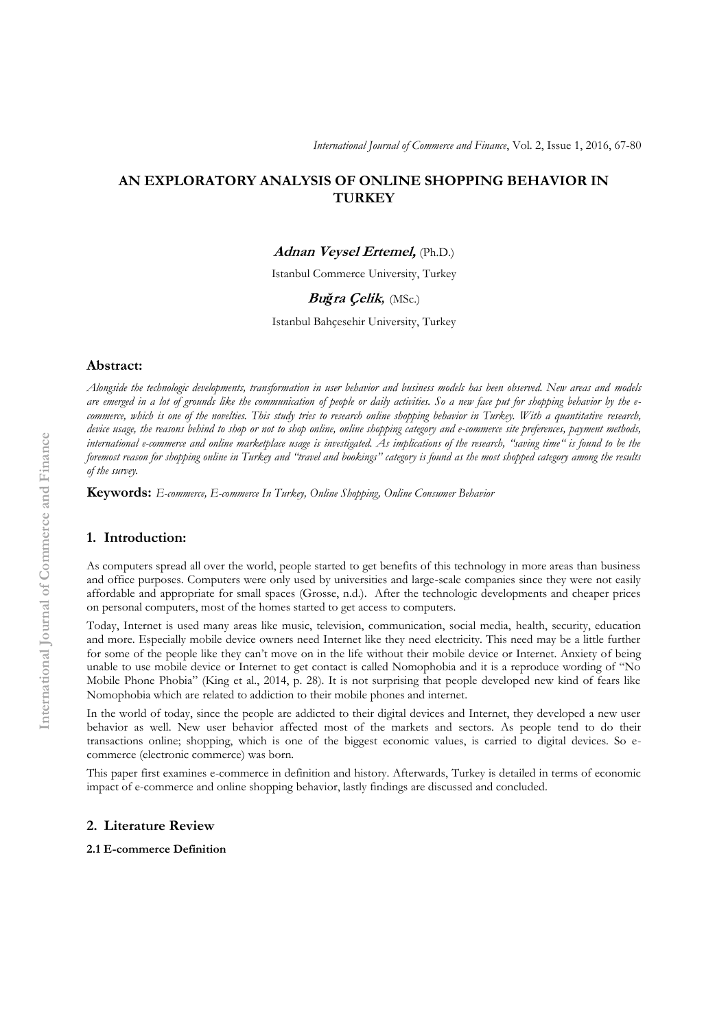# AN EXPLORATORY ANALYSIS OF ONLINE SHOPPING BEHAVIOR IN TURKEY

***Adnan Veysel Ertemel,*** (Ph.D.)

Istanbul Commerce University, Turkey

***Buğra Çelik,*** (MSc.)

Istanbul Bahçesehir University, Turkey

## Abstract:

*Alongside the technologic developments, transformation in user behavior and business models has been observed. New areas and models are emerged in a lot of grounds like the communication of people or daily activities. So a new face put for shopping behavior by the e-commerce, which is one of the novelties. This study tries to research online shopping behavior in Turkey. With a quantitative research, device usage, the reasons behind to shop or not to shop online, online shopping category and e-commerce site preferences, payment methods, international e-commerce and online marketplace usage is investigated. As implications of the research, "saving time" is found to be the foremost reason for shopping online in Turkey and "travel and bookings" category is found as the most shopped category among the results of the survey.*

**Keywords:** *E-commerce, E-commerce In Turkey, Online Shopping, Online Consumer Behavior*

## 1. Introduction:

As computers spread all over the world, people started to get benefits of this technology in more areas than business and office purposes. Computers were only used by universities and large-scale companies since they were not easily affordable and appropriate for small spaces (Grosse, n.d.). After the technologic developments and cheaper prices on personal computers, most of the homes started to get access to computers.

Today, Internet is used many areas like music, television, communication, social media, health, security, education and more. Especially mobile device owners need Internet like they need electricity. This need may be a little further for some of the people like they can't move on in the life without their mobile device or Internet. Anxiety of being unable to use mobile device or Internet to get contact is called Nomophobia and it is a reproduce wording of "No Mobile Phone Phobia" (King et al., 2014, p. 28). It is not surprising that people developed new kind of fears like Nomophobia which are related to addiction to their mobile phones and internet.

In the world of today, since the people are addicted to their digital devices and Internet, they developed a new user behavior as well. New user behavior affected most of the markets and sectors. As people tend to do their transactions online; shopping, which is one of the biggest economic values, is carried to digital devices. So e-commerce (electronic commerce) was born.

This paper first examines e-commerce in definition and history. Afterwards, Turkey is detailed in terms of economic impact of e-commerce and online shopping behavior, lastly findings are discussed and concluded.

## 2. Literature Review

### 2.1 E-commerce Definition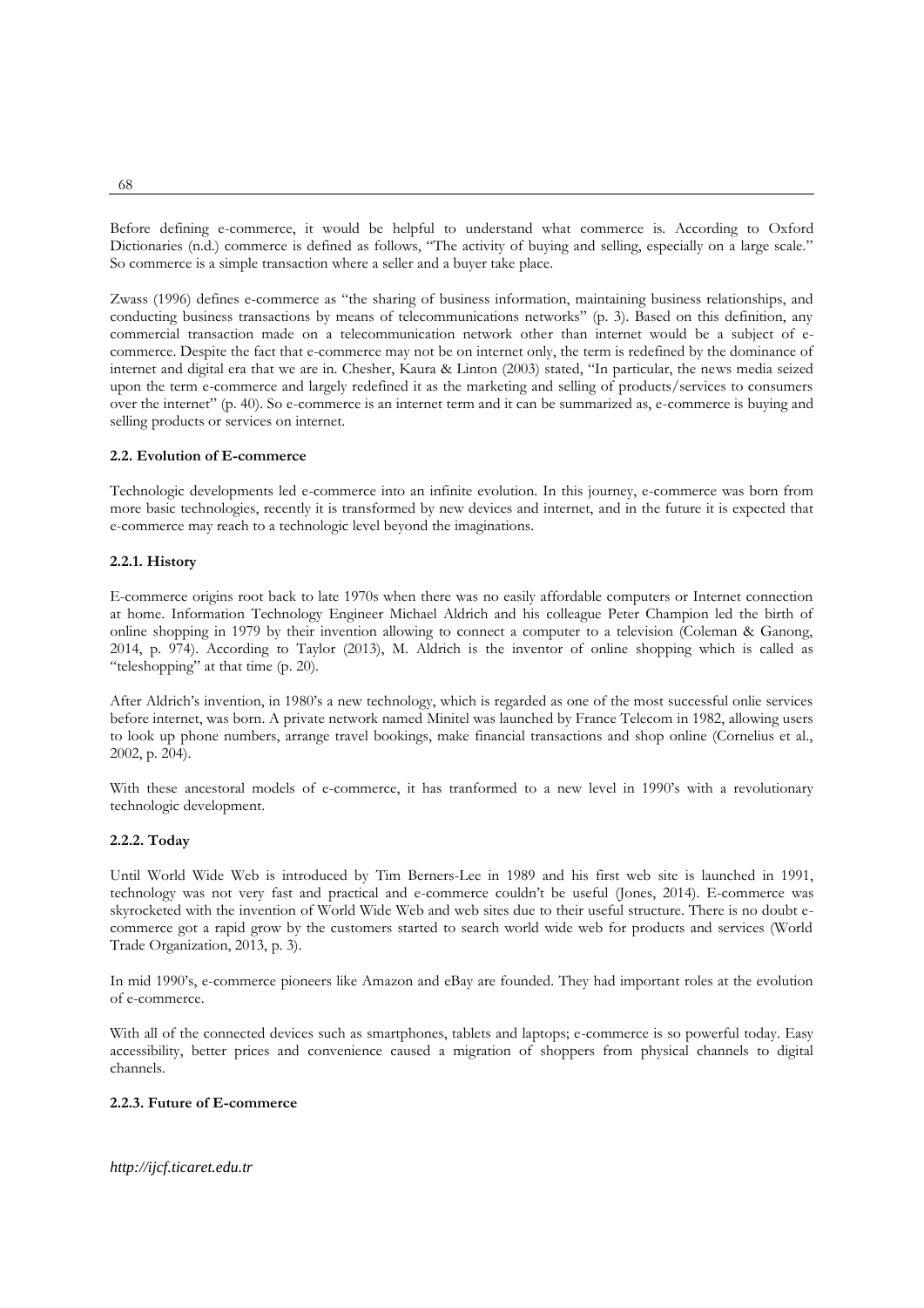Before defining e-commerce, it would be helpful to understand what commerce is. According to Oxford Dictionaries (n.d.) commerce is defined as follows, "The activity of buying and selling, especially on a large scale." So commerce is a simple transaction where a seller and a buyer take place.

Zwass (1996) defines e-commerce as "the sharing of business information, maintaining business relationships, and conducting business transactions by means of telecommunications networks" (p. 3). Based on this definition, any commercial transaction made on a telecommunication network other than internet would be a subject of e-commerce. Despite the fact that e-commerce may not be on internet only, the term is redefined by the dominance of internet and digital era that we are in. Chesher, Kaura & Linton (2003) stated, "In particular, the news media seized upon the term e-commerce and largely redefined it as the marketing and selling of products/services to consumers over the internet" (p. 40). So e-commerce is an internet term and it can be summarized as, e-commerce is buying and selling products or services on internet.

### 2.2. Evolution of E-commerce

Technologic developments led e-commerce into an infinite evolution. In this journey, e-commerce was born from more basic technologies, recently it is transformed by new devices and internet, and in the future it is expected that e-commerce may reach to a technologic level beyond the imaginations.

#### 2.2.1. History

E-commerce origins root back to late 1970s when there was no easily affordable computers or Internet connection at home. Information Technology Engineer Michael Aldrich and his colleague Peter Champion led the birth of online shopping in 1979 by their invention allowing to connect a computer to a television (Coleman & Ganong, 2014, p. 974). According to Taylor (2013), M. Aldrich is the inventor of online shopping which is called as "teleshopping" at that time (p. 20).

After Aldrich's invention, in 1980's a new technology, which is regarded as one of the most successful onlie services before internet, was born. A private network named Minitel was launched by France Telecom in 1982, allowing users to look up phone numbers, arrange travel bookings, make financial transactions and shop online (Cornelius et al., 2002, p. 204).

With these ancestoral models of e-commerce, it has tranformed to a new level in 1990's with a revolutionary technologic development.

#### 2.2.2. Today

Until World Wide Web is introduced by Tim Berners-Lee in 1989 and his first web site is launched in 1991, technology was not very fast and practical and e-commerce couldn't be useful (Jones, 2014). E-commerce was skyrocketed with the invention of World Wide Web and web sites due to their useful structure. There is no doubt e-commerce got a rapid grow by the customers started to search world wide web for products and services (World Trade Organization, 2013, p. 3).

In mid 1990's, e-commerce pioneers like Amazon and eBay are founded. They had important roles at the evolution of e-commerce.

With all of the connected devices such as smartphones, tablets and laptops; e-commerce is so powerful today. Easy accessibility, better prices and convenience caused a migration of shoppers from physical channels to digital channels.

#### 2.2.3. Future of E-commerce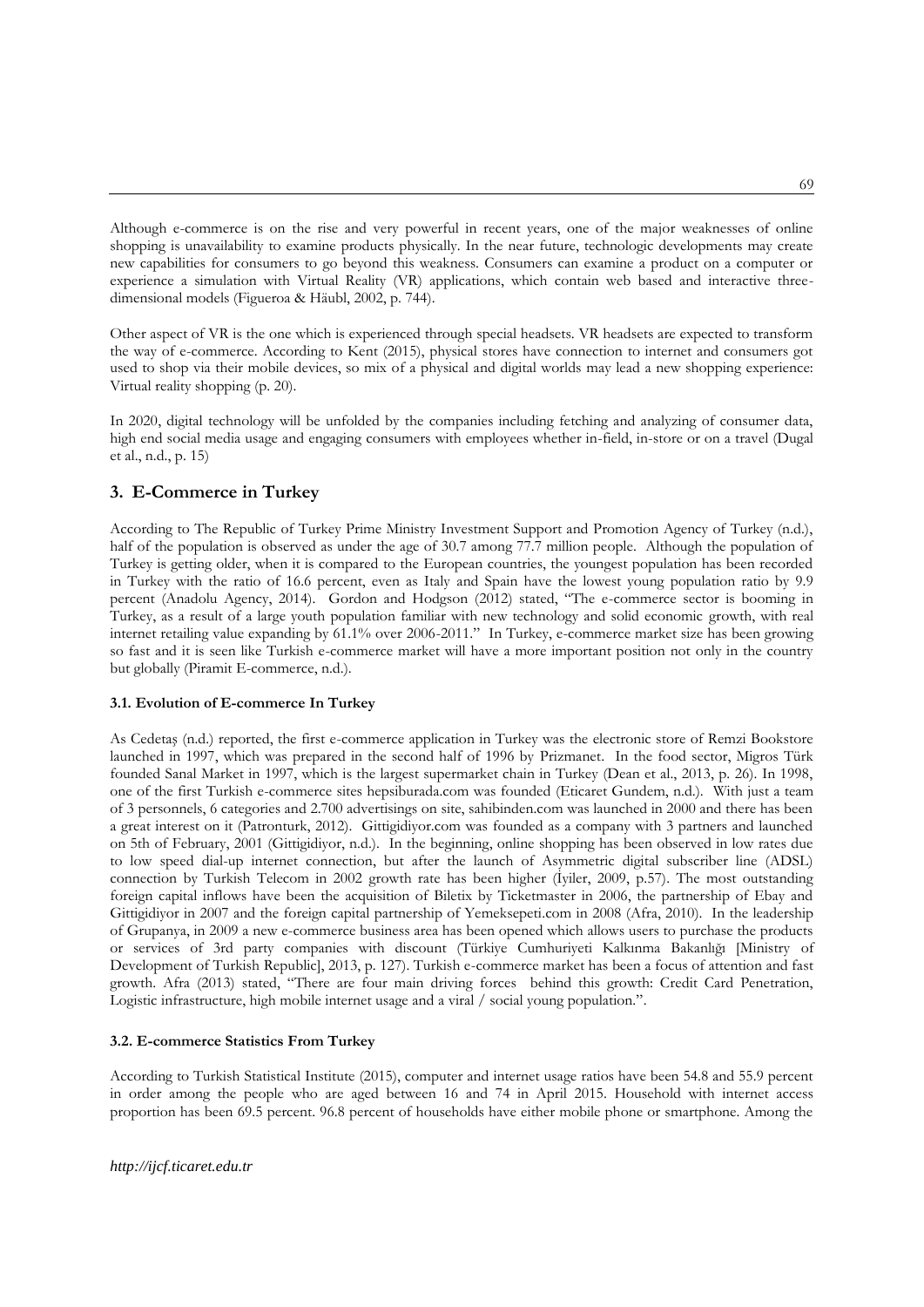Although e-commerce is on the rise and very powerful in recent years, one of the major weaknesses of online shopping is unavailability to examine products physically. In the near future, technologic developments may create new capabilities for consumers to go beyond this weakness. Consumers can examine a product on a computer or experience a simulation with Virtual Reality (VR) applications, which contain web based and interactive three-dimensional models (Figueroa & Häubl, 2002, p. 744).

Other aspect of VR is the one which is experienced through special headsets. VR headsets are expected to transform the way of e-commerce. According to Kent (2015), physical stores have connection to internet and consumers got used to shop via their mobile devices, so mix of a physical and digital worlds may lead a new shopping experience: Virtual reality shopping (p. 20).

In 2020, digital technology will be unfolded by the companies including fetching and analyzing of consumer data, high end social media usage and engaging consumers with employees whether in-field, in-store or on a travel (Dugal et al., n.d., p. 15)

## 3. E-Commerce in Turkey

According to The Republic of Turkey Prime Ministry Investment Support and Promotion Agency of Turkey (n.d.), half of the population is observed as under the age of 30.7 among 77.7 million people. Although the population of Turkey is getting older, when it is compared to the European countries, the youngest population has been recorded in Turkey with the ratio of 16.6 percent, even as Italy and Spain have the lowest young population ratio by 9.9 percent (Anadolu Agency, 2014). Gordon and Hodgson (2012) stated, "The e-commerce sector is booming in Turkey, as a result of a large youth population familiar with new technology and solid economic growth, with real internet retailing value expanding by 61.1% over 2006-2011." In Turkey, e-commerce market size has been growing so fast and it is seen like Turkish e-commerce market will have a more important position not only in the country but globally (Piramit E-commerce, n.d.).

### 3.1. Evolution of E-commerce In Turkey

As Cedetaş (n.d.) reported, the first e-commerce application in Turkey was the electronic store of Remzi Bookstore launched in 1997, which was prepared in the second half of 1996 by Prizmanet. In the food sector, Migros Türk founded Sanal Market in 1997, which is the largest supermarket chain in Turkey (Dean et al., 2013, p. 26). In 1998, one of the first Turkish e-commerce sites hepsiburada.com was founded (Eticaret Gundem, n.d.). With just a team of 3 personnels, 6 categories and 2.700 advertisings on site, sahibinden.com was launched in 2000 and there has been a great interest on it (Patronturk, 2012). Gittigidiyor.com was founded as a company with 3 partners and launched on 5th of February, 2001 (Gittigidiyor, n.d.). In the beginning, online shopping has been observed in low rates due to low speed dial-up internet connection, but after the launch of Asymmetric digital subscriber line (ADSL) connection by Turkish Telecom in 2002 growth rate has been higher (İyiler, 2009, p.57). The most outstanding foreign capital inflows have been the acquisition of Biletix by Ticketmaster in 2006, the partnership of Ebay and Gittigidiyor in 2007 and the foreign capital partnership of Yemeksepeti.com in 2008 (Afra, 2010). In the leadership of Grupanya, in 2009 a new e-commerce business area has been opened which allows users to purchase the products or services of 3rd party companies with discount (Türkiye Cumhuriyeti Kalkınma Bakanlığı [Ministry of Development of Turkish Republic], 2013, p. 127). Turkish e-commerce market has been a focus of attention and fast growth. Afra (2013) stated, "There are four main driving forces behind this growth: Credit Card Penetration, Logistic infrastructure, high mobile internet usage and a viral / social young population.".

### 3.2. E-commerce Statistics From Turkey

According to Turkish Statistical Institute (2015), computer and internet usage ratios have been 54.8 and 55.9 percent in order among the people who are aged between 16 and 74 in April 2015. Household with internet access proportion has been 69.5 percent. 96.8 percent of households have either mobile phone or smartphone. Among the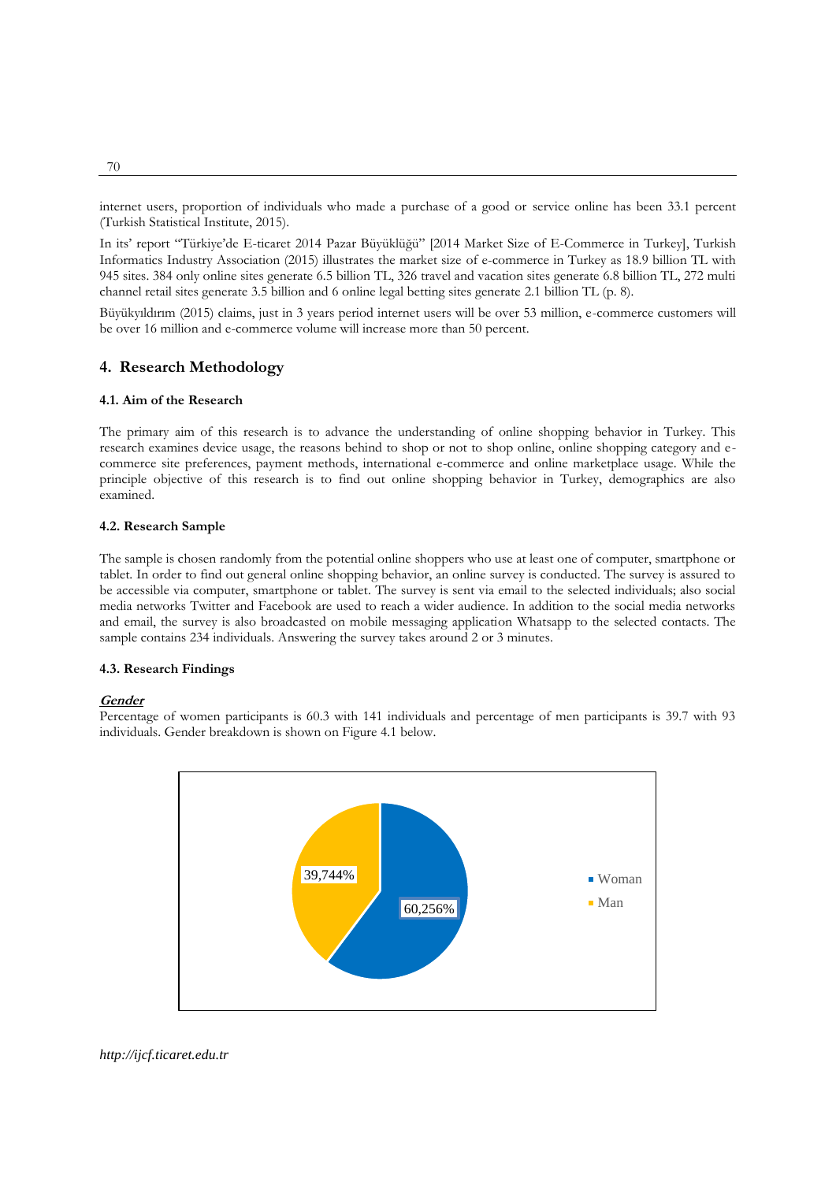internet users, proportion of individuals who made a purchase of a good or service online has been 33.1 percent (Turkish Statistical Institute, 2015).

In its' report "Türkiye'de E-ticaret 2014 Pazar Büyüklüğü" [2014 Market Size of E-Commerce in Turkey], Turkish Informatics Industry Association (2015) illustrates the market size of e-commerce in Turkey as 18.9 billion TL with 945 sites. 384 only online sites generate 6.5 billion TL, 326 travel and vacation sites generate 6.8 billion TL, 272 multi channel retail sites generate 3.5 billion and 6 online legal betting sites generate 2.1 billion TL (p. 8).

Büyükyıldırım (2015) claims, just in 3 years period internet users will be over 53 million, e-commerce customers will be over 16 million and e-commerce volume will increase more than 50 percent.

## 4. Research Methodology

### 4.1. Aim of the Research

The primary aim of this research is to advance the understanding of online shopping behavior in Turkey. This research examines device usage, the reasons behind to shop or not to shop online, online shopping category and e-commerce site preferences, payment methods, international e-commerce and online marketplace usage. While the principle objective of this research is to find out online shopping behavior in Turkey, demographics are also examined.

### 4.2. Research Sample

The sample is chosen randomly from the potential online shoppers who use at least one of computer, smartphone or tablet. In order to find out general online shopping behavior, an online survey is conducted. The survey is assured to be accessible via computer, smartphone or tablet. The survey is sent via email to the selected individuals; also social media networks Twitter and Facebook are used to reach a wider audience. In addition to the social media networks and email, the survey is also broadcasted on mobile messaging application Whatsapp to the selected contacts. The sample contains 234 individuals. Answering the survey takes around 2 or 3 minutes.

### 4.3. Research Findings

***Gender***

Percentage of women participants is 60.3 with 141 individuals and percentage of men participants is 39.7 with 93 individuals. Gender breakdown is shown on Figure 4.1 below.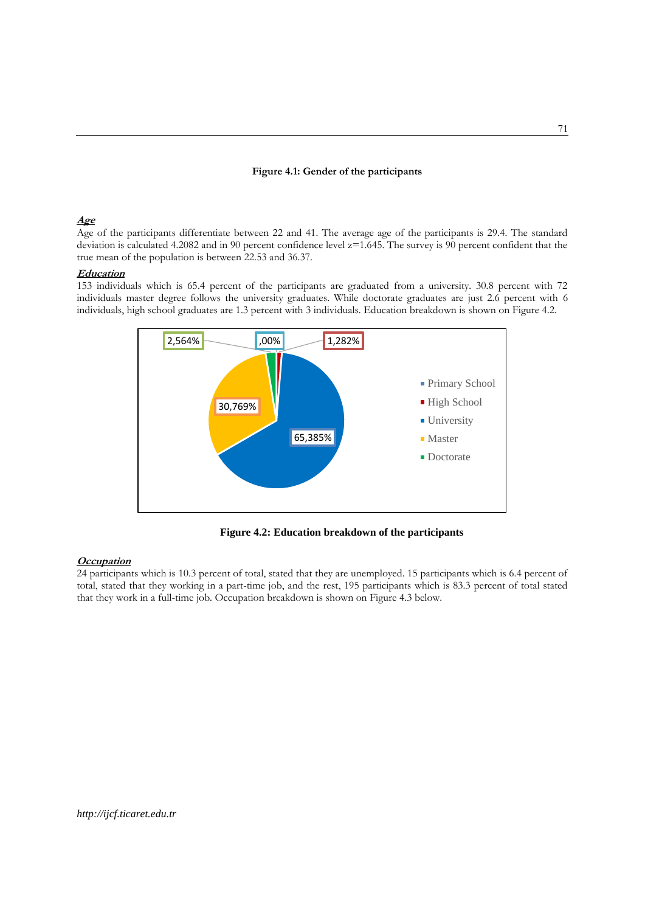**Figure 4.1: Gender of the participants**

***Age***

Age of the participants differentiate between 22 and 41. The average age of the participants is 29.4. The standard deviation is calculated 4.2082 and in 90 percent confidence level z=1.645. The survey is 90 percent confident that the true mean of the population is between 22.53 and 36.37.

***Education***

153 individuals which is 65.4 percent of the participants are graduated from a university. 30.8 percent with 72 individuals master degree follows the university graduates. While doctorate graduates are just 2.6 percent with 6 individuals, high school graduates are 1.3 percent with 3 individuals. Education breakdown is shown on Figure 4.2.

**Figure 4.2: Education breakdown of the participants**

***Occupation***

24 participants which is 10.3 percent of total, stated that they are unemployed. 15 participants which is 6.4 percent of total, stated that they working in a part-time job, and the rest, 195 participants which is 83.3 percent of total stated that they work in a full-time job. Occupation breakdown is shown on Figure 4.3 below.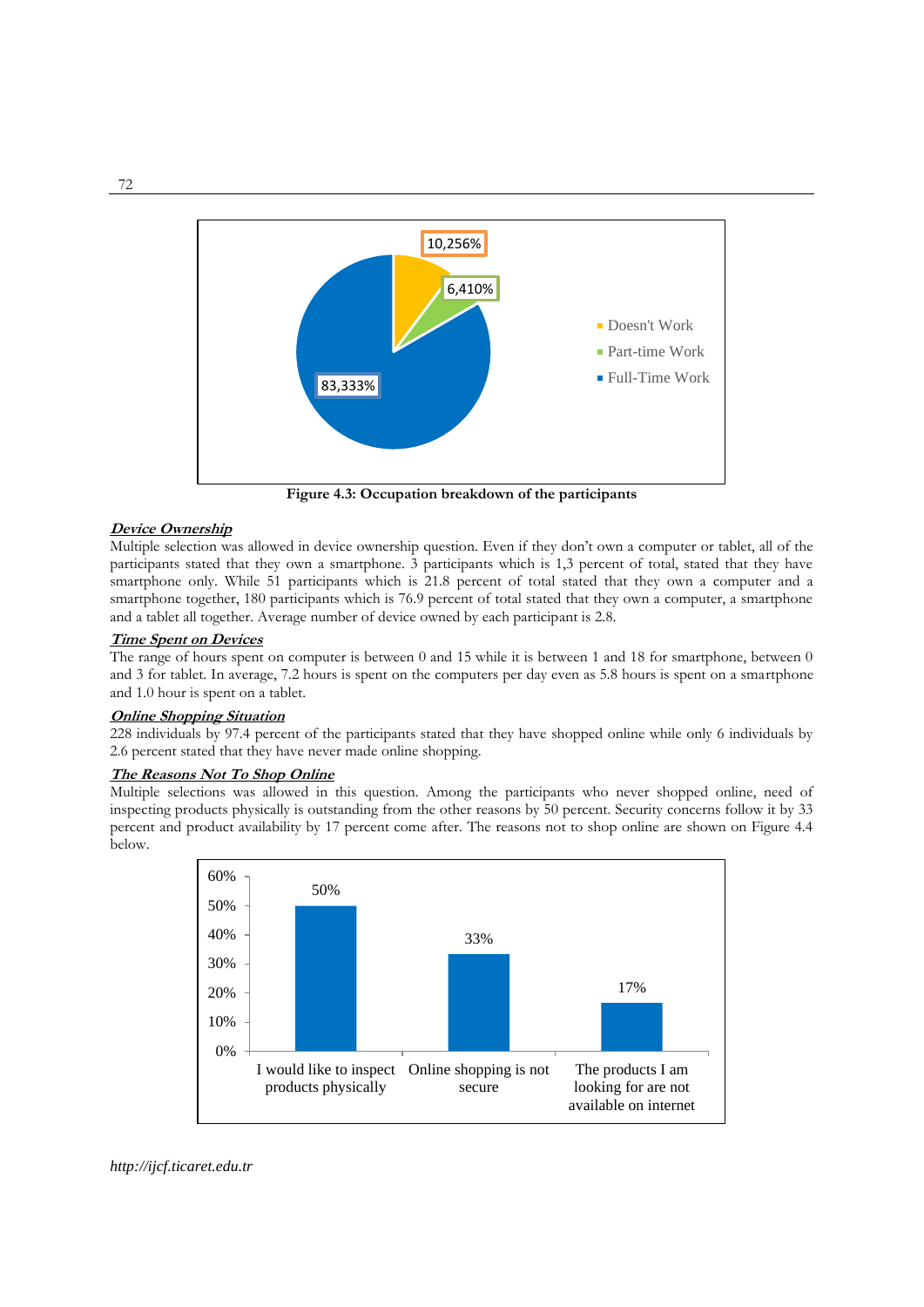Figure 4.3: Occupation breakdown of the participants

***Device Ownership***

Multiple selection was allowed in device ownership question. Even if they don't own a computer or tablet, all of the participants stated that they own a smartphone. 3 participants which is 1,3 percent of total, stated that they have smartphone only. While 51 participants which is 21.8 percent of total stated that they own a computer and a smartphone together, 180 participants which is 76.9 percent of total stated that they own a computer, a smartphone and a tablet all together. Average number of device owned by each participant is 2.8.

***Time Spent on Devices***

The range of hours spent on computer is between 0 and 15 while it is between 1 and 18 for smartphone, between 0 and 3 for tablet. In average, 7.2 hours is spent on the computers per day even as 5.8 hours is spent on a smartphone and 1.0 hour is spent on a tablet.

***Online Shopping Situation***

228 individuals by 97.4 percent of the participants stated that they have shopped online while only 6 individuals by 2.6 percent stated that they have never made online shopping.

***The Reasons Not To Shop Online***

Multiple selections was allowed in this question. Among the participants who never shopped online, need of inspecting products physically is outstanding from the other reasons by 50 percent. Security concerns follow it by 33 percent and product availability by 17 percent come after. The reasons not to shop online are shown on Figure 4.4 below.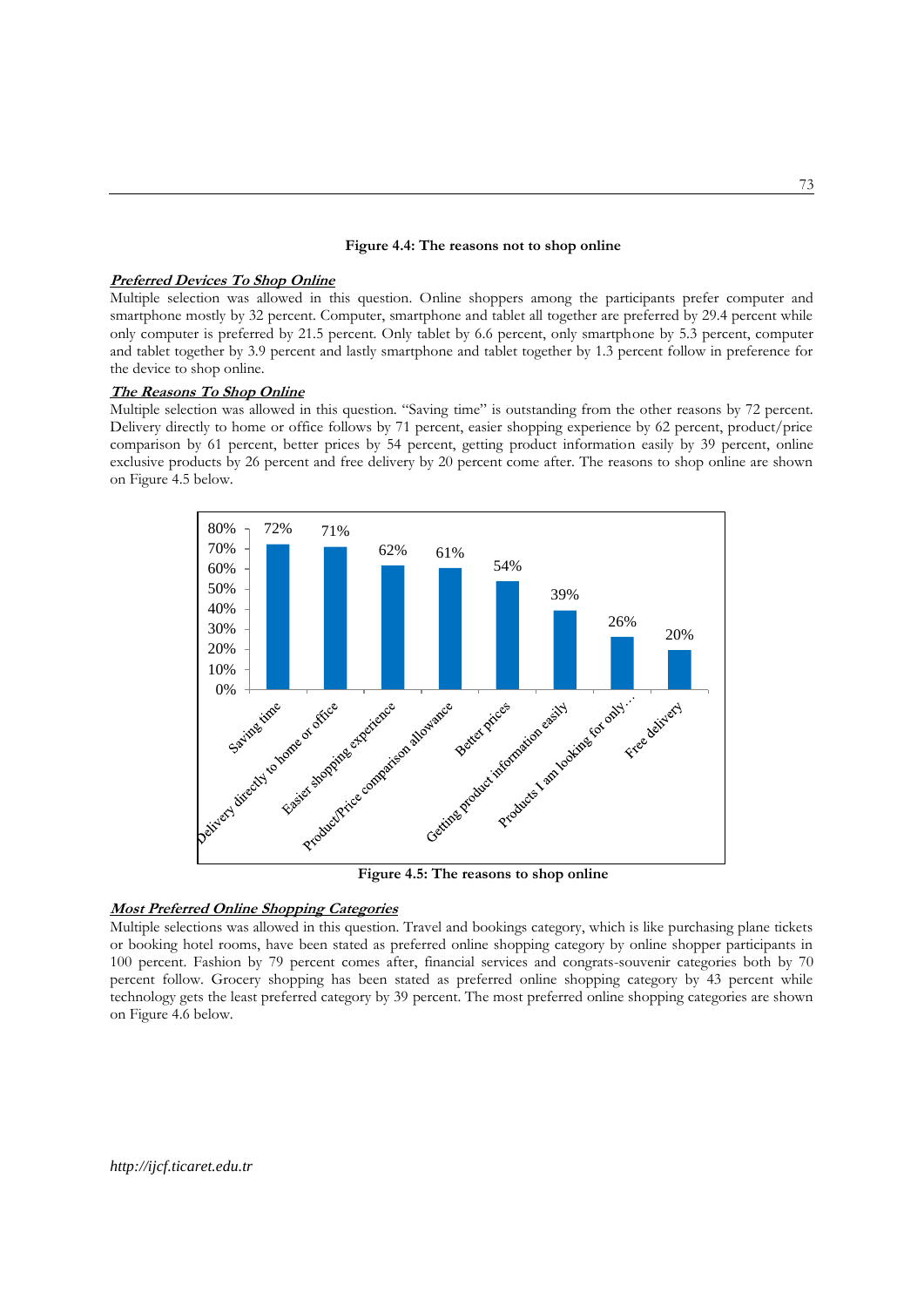**Figure 4.4: The reasons not to shop online**

***Preferred Devices To Shop Online***

Multiple selection was allowed in this question. Online shoppers among the participants prefer computer and smartphone mostly by 32 percent. Computer, smartphone and tablet all together are preferred by 29.4 percent while only computer is preferred by 21.5 percent. Only tablet by 6.6 percent, only smartphone by 5.3 percent, computer and tablet together by 3.9 percent and lastly smartphone and tablet together by 1.3 percent follow in preference for the device to shop online.

***The Reasons To Shop Online***

Multiple selection was allowed in this question. "Saving time" is outstanding from the other reasons by 72 percent. Delivery directly to home or office follows by 71 percent, easier shopping experience by 62 percent, product/price comparison by 61 percent, better prices by 54 percent, getting product information easily by 39 percent, online exclusive products by 26 percent and free delivery by 20 percent come after. The reasons to shop online are shown on Figure 4.5 below.

| Reason | Percent |
|---|---|
| Saving time | 72% |
| Delivery directly to home or office | 71% |
| Easier shopping experience | 62% |
| Product/Price comparison allowance | 61% |
| Better prices | 54% |
| Getting product information easily | 39% |
| Products I am looking for only… | 26% |
| Free delivery | 20% |

**Figure 4.5: The reasons to shop online**

***Most Preferred Online Shopping Categories***

Multiple selections was allowed in this question. Travel and bookings category, which is like purchasing plane tickets or booking hotel rooms, have been stated as preferred online shopping category by online shopper participants in 100 percent. Fashion by 79 percent comes after, financial services and congrats-souvenir categories both by 70 percent follow. Grocery shopping has been stated as preferred online shopping category by 43 percent while technology gets the least preferred category by 39 percent. The most preferred online shopping categories are shown on Figure 4.6 below.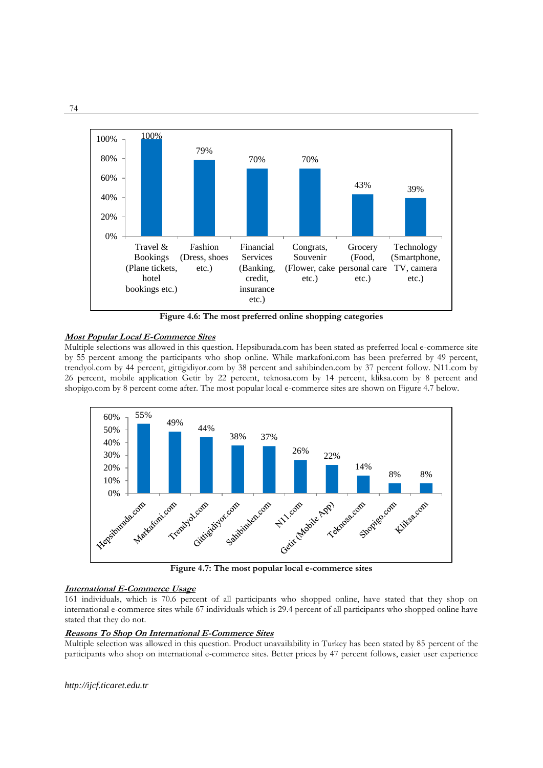Figure 4.6: The most preferred online shopping categories

***Most Popular Local E-Commerce Sites***

Multiple selections was allowed in this question. Hepsiburada.com has been stated as preferred local e-commerce site by 55 percent among the participants who shop online. While markafoni.com has been preferred by 49 percent, trendyol.com by 44 percent, gittigidiyor.com by 38 percent and sahibinden.com by 37 percent follow. N11.com by 26 percent, mobile application Getir by 22 percent, teknosa.com by 14 percent, kliksa.com by 8 percent and shopigo.com by 8 percent come after. The most popular local e-commerce sites are shown on Figure 4.7 below.

Figure 4.7: The most popular local e-commerce sites

***International E-Commerce Usage***

161 individuals, which is 70.6 percent of all participants who shopped online, have stated that they shop on international e-commerce sites while 67 individuals which is 29.4 percent of all participants who shopped online have stated that they do not.

***Reasons To Shop On International E-Commerce Sites***

Multiple selection was allowed in this question. Product unavailability in Turkey has been stated by 85 percent of the participants who shop on international e-commerce sites. Better prices by 47 percent follows, easier user experience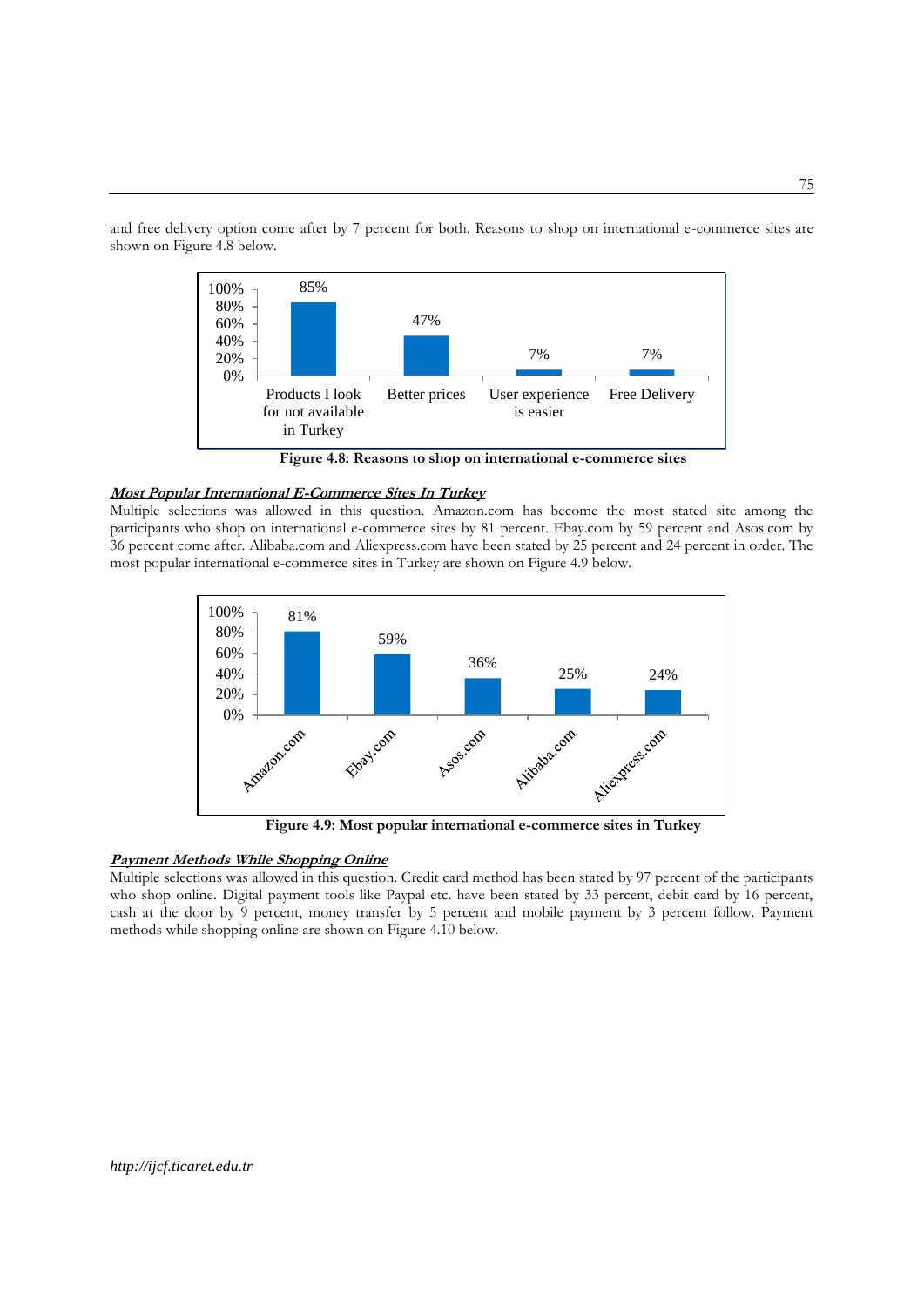and free delivery option come after by 7 percent for both. Reasons to shop on international e-commerce sites are shown on Figure 4.8 below.

**Figure 4.8: Reasons to shop on international e-commerce sites**

#### ***Most Popular International E-Commerce Sites In Turkey***

Multiple selections was allowed in this question. Amazon.com has become the most stated site among the participants who shop on international e-commerce sites by 81 percent. Ebay.com by 59 percent and Asos.com by 36 percent come after. Alibaba.com and Aliexpress.com have been stated by 25 percent and 24 percent in order. The most popular international e-commerce sites in Turkey are shown on Figure 4.9 below.

**Figure 4.9: Most popular international e-commerce sites in Turkey**

#### ***Payment Methods While Shopping Online***

Multiple selections was allowed in this question. Credit card method has been stated by 97 percent of the participants who shop online. Digital payment tools like Paypal etc. have been stated by 33 percent, debit card by 16 percent, cash at the door by 9 percent, money transfer by 5 percent and mobile payment by 3 percent follow. Payment methods while shopping online are shown on Figure 4.10 below.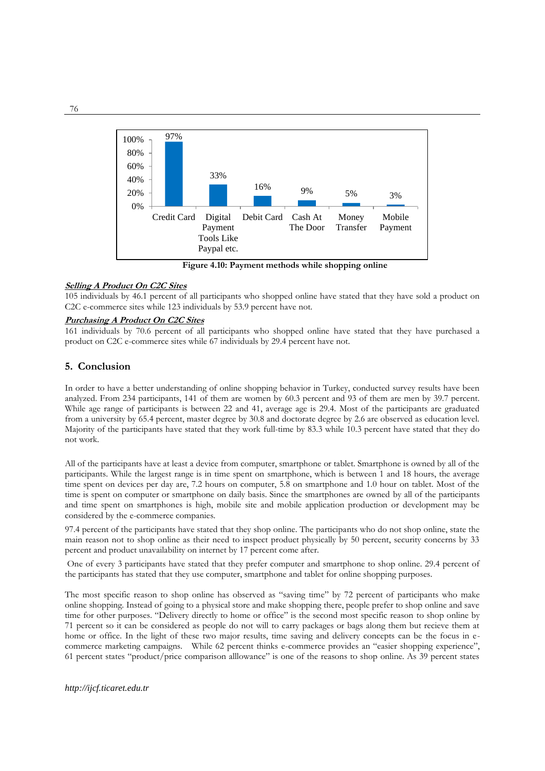| | Credit Card | Digital Payment Tools Like Paypal etc. | Debit Card | Cash At The Door | Money Transfer | Mobile Payment |
|---|---|---|---|---|---|---|
| | 97% | 33% | 16% | 9% | 5% | 3% |

**Figure 4.10: Payment methods while shopping online**

***Selling A Product On C2C Sites***

105 individuals by 46.1 percent of all participants who shopped online have stated that they have sold a product on C2C e-commerce sites while 123 individuals by 53.9 percent have not.

***Purchasing A Product On C2C Sites***

161 individuals by 70.6 percent of all participants who shopped online have stated that they have purchased a product on C2C e-commerce sites while 67 individuals by 29.4 percent have not.

## 5. Conclusion

In order to have a better understanding of online shopping behavior in Turkey, conducted survey results have been analyzed. From 234 participants, 141 of them are women by 60.3 percent and 93 of them are men by 39.7 percent. While age range of participants is between 22 and 41, average age is 29.4. Most of the participants are graduated from a university by 65.4 percent, master degree by 30.8 and doctorate degree by 2.6 are observed as education level. Majority of the participants have stated that they work full-time by 83.3 while 10.3 percent have stated that they do not work.

All of the participants have at least a device from computer, smartphone or tablet. Smartphone is owned by all of the participants. While the largest range is in time spent on smartphone, which is between 1 and 18 hours, the average time spent on devices per day are, 7.2 hours on computer, 5.8 on smartphone and 1.0 hour on tablet. Most of the time is spent on computer or smartphone on daily basis. Since the smartphones are owned by all of the participants and time spent on smartphones is high, mobile site and mobile application production or development may be considered by the e-commerce companies.

97.4 percent of the participants have stated that they shop online. The participants who do not shop online, state the main reason not to shop online as their need to inspect product physically by 50 percent, security concerns by 33 percent and product unavailability on internet by 17 percent come after.

One of every 3 participants have stated that they prefer computer and smartphone to shop online. 29.4 percent of the participants has stated that they use computer, smartphone and tablet for online shopping purposes.

The most specific reason to shop online has observed as "saving time" by 72 percent of participants who make online shopping. Instead of going to a physical store and make shopping there, people prefer to shop online and save time for other purposes. "Delivery directly to home or office" is the second most specific reason to shop online by 71 percent so it can be considered as people do not will to carry packages or bags along them but recieve them at home or office. In the light of these two major results, time saving and delivery concepts can be the focus in e-commerce marketing campaigns. While 62 percent thinks e-commerce provides an "easier shopping experience", 61 percent states "product/price comparison alllowance" is one of the reasons to shop online. As 39 percent states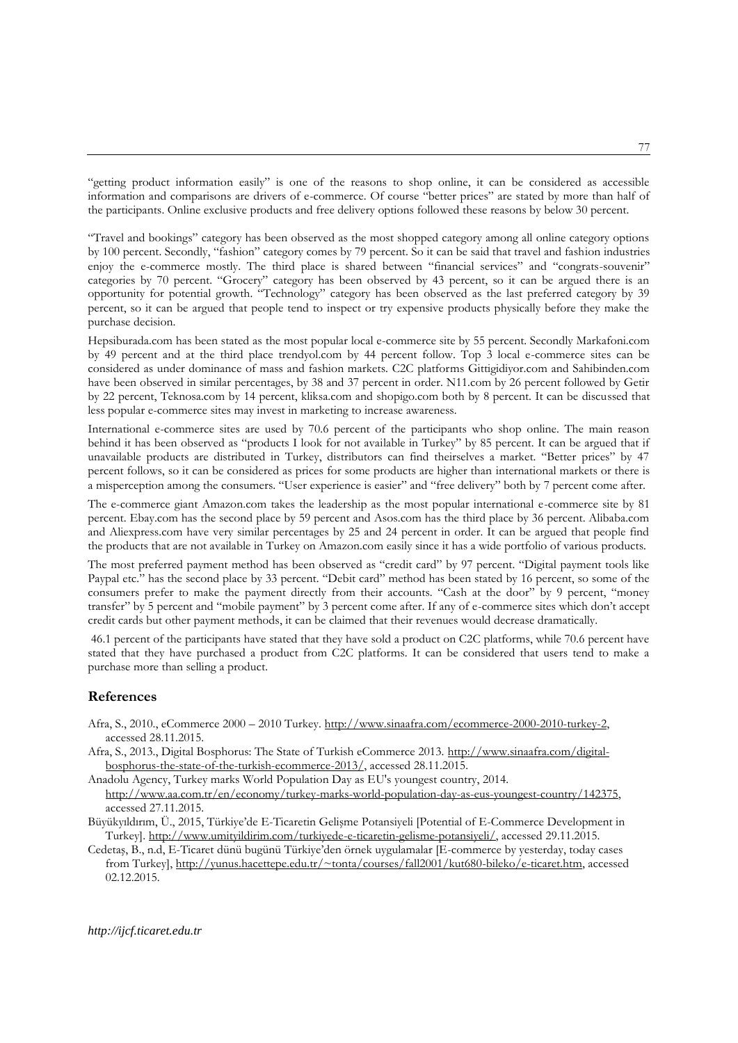"getting product information easily" is one of the reasons to shop online, it can be considered as accessible information and comparisons are drivers of e-commerce. Of course "better prices" are stated by more than half of the participants. Online exclusive products and free delivery options followed these reasons by below 30 percent.

"Travel and bookings" category has been observed as the most shopped category among all online category options by 100 percent. Secondly, "fashion" category comes by 79 percent. So it can be said that travel and fashion industries enjoy the e-commerce mostly. The third place is shared between "financial services" and "congrats-souvenir" categories by 70 percent. "Grocery" category has been observed by 43 percent, so it can be argued there is an opportunity for potential growth. "Technology" category has been observed as the last preferred category by 39 percent, so it can be argued that people tend to inspect or try expensive products physically before they make the purchase decision.

Hepsiburada.com has been stated as the most popular local e-commerce site by 55 percent. Secondly Markafoni.com by 49 percent and at the third place trendyol.com by 44 percent follow. Top 3 local e-commerce sites can be considered as under dominance of mass and fashion markets. C2C platforms Gittigidiyor.com and Sahibinden.com have been observed in similar percentages, by 38 and 37 percent in order. N11.com by 26 percent followed by Getir by 22 percent, Teknosa.com by 14 percent, kliksa.com and shopigo.com both by 8 percent. It can be discussed that less popular e-commerce sites may invest in marketing to increase awareness.

International e-commerce sites are used by 70.6 percent of the participants who shop online. The main reason behind it has been observed as "products I look for not available in Turkey" by 85 percent. It can be argued that if unavailable products are distributed in Turkey, distributors can find theirselves a market. "Better prices" by 47 percent follows, so it can be considered as prices for some products are higher than international markets or there is a misperception among the consumers. "User experience is easier" and "free delivery" both by 7 percent come after.

The e-commerce giant Amazon.com takes the leadership as the most popular international e-commerce site by 81 percent. Ebay.com has the second place by 59 percent and Asos.com has the third place by 36 percent. Alibaba.com and Aliexpress.com have very similar percentages by 25 and 24 percent in order. It can be argued that people find the products that are not available in Turkey on Amazon.com easily since it has a wide portfolio of various products.

The most preferred payment method has been observed as "credit card" by 97 percent. "Digital payment tools like Paypal etc." has the second place by 33 percent. "Debit card" method has been stated by 16 percent, so some of the consumers prefer to make the payment directly from their accounts. "Cash at the door" by 9 percent, "money transfer" by 5 percent and "mobile payment" by 3 percent come after. If any of e-commerce sites which don't accept credit cards but other payment methods, it can be claimed that their revenues would decrease dramatically.

46.1 percent of the participants have stated that they have sold a product on C2C platforms, while 70.6 percent have stated that they have purchased a product from C2C platforms. It can be considered that users tend to make a purchase more than selling a product.

## References

Afra, S., 2010., eCommerce 2000 – 2010 Turkey. http://www.sinaafra.com/ecommerce-2000-2010-turkey-2, accessed 28.11.2015.

Afra, S., 2013., Digital Bosphorus: The State of Turkish eCommerce 2013. http://www.sinaafra.com/digital-bosphorus-the-state-of-the-turkish-ecommerce-2013/, accessed 28.11.2015.

Anadolu Agency, Turkey marks World Population Day as EU's youngest country, 2014. http://www.aa.com.tr/en/economy/turkey-marks-world-population-day-as-eus-youngest-country/142375, accessed 27.11.2015.

Büyükyıldırım, Ü., 2015, Türkiye'de E-Ticaretin Gelişme Potansiyeli [Potential of E-Commerce Development in Turkey]. http://www.umityildirim.com/turkiyede-e-ticaretin-gelisme-potansiyeli/, accessed 29.11.2015.

Cedetaş, B., n.d, E-Ticaret dünü bugünü Türkiye'den örnek uygulamalar [E-commerce by yesterday, today cases from Turkey], http://yunus.hacettepe.edu.tr/~tonta/courses/fall2001/kut680-bileko/e-ticaret.htm, accessed 02.12.2015.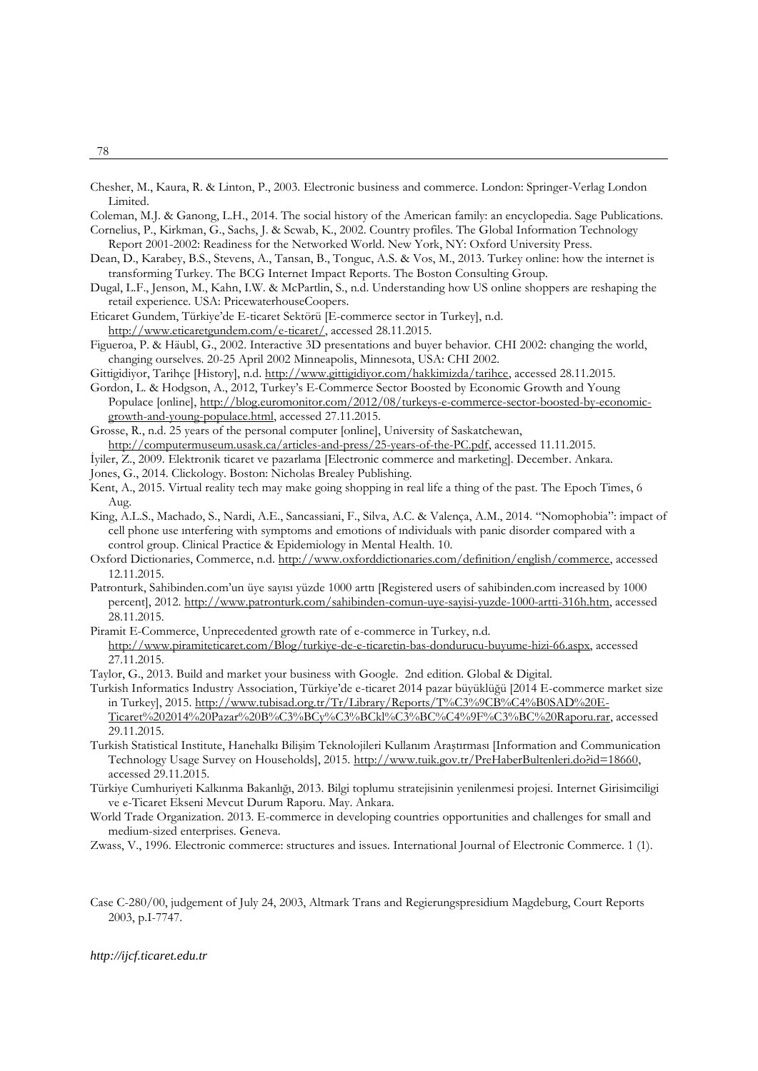Chesher, M., Kaura, R. & Linton, P., 2003. Electronic business and commerce. London: Springer-Verlag London Limited.

Coleman, M.J. & Ganong, L.H., 2014. The social history of the American family: an encyclopedia. Sage Publications.

Cornelius, P., Kirkman, G., Sachs, J. & Scwab, K., 2002. Country profiles. The Global Information Technology Report 2001-2002: Readiness for the Networked World. New York, NY: Oxford University Press.

Dean, D., Karabey, B.S., Stevens, A., Tansan, B., Tonguc, A.S. & Vos, M., 2013. Turkey online: how the internet is transforming Turkey. The BCG Internet Impact Reports. The Boston Consulting Group.

Dugal, L.F., Jenson, M., Kahn, I.W. & McPartlin, S., n.d. Understanding how US online shoppers are reshaping the retail experience. USA: PricewaterhouseCoopers.

Eticaret Gundem, Türkiye'de E-ticaret Sektörü [E-commerce sector in Turkey], n.d. http://www.eticaretgundem.com/e-ticaret/, accessed 28.11.2015.

Figueroa, P. & Häubl, G., 2002. Interactive 3D presentations and buyer behavior. CHI 2002: changing the world, changing ourselves. 20-25 April 2002 Minneapolis, Minnesota, USA: CHI 2002.

Gittigidiyor, Tarihçe [History], n.d. http://www.gittigidiyor.com/hakkimizda/tarihce, accessed 28.11.2015.

Gordon, L. & Hodgson, A., 2012, Turkey's E-Commerce Sector Boosted by Economic Growth and Young Populace [online], http://blog.euromonitor.com/2012/08/turkeys-e-commerce-sector-boosted-by-economic-growth-and-young-populace.html, accessed 27.11.2015.

Grosse, R., n.d. 25 years of the personal computer [online], University of Saskatchewan, http://computermuseum.usask.ca/articles-and-press/25-years-of-the-PC.pdf, accessed 11.11.2015.

İyiler, Z., 2009. Elektronik ticaret ve pazarlama [Electronic commerce and marketing]. December. Ankara.

Jones, G., 2014. Clickology. Boston: Nicholas Brealey Publishing.

Kent, A., 2015. Virtual reality tech may make going shopping in real life a thing of the past. The Epoch Times, 6 Aug.

King, A.L.S., Machado, S., Nardi, A.E., Sancassiani, F., Silva, A.C. & Valença, A.M., 2014. "Nomophobia": impact of cell phone use ınterfering with symptoms and emotions of ındividuals with panic disorder compared with a control group. Clinical Practice & Epidemiology in Mental Health. 10.

Oxford Dictionaries, Commerce, n.d. http://www.oxforddictionaries.com/definition/english/commerce, accessed 12.11.2015.

Patronturk, Sahibinden.com'un üye sayısı yüzde 1000 arttı [Registered users of sahibinden.com increased by 1000 percent], 2012. http://www.patronturk.com/sahibinden-comun-uye-sayisi-yuzde-1000-artti-316h.htm, accessed 28.11.2015.

Piramit E-Commerce, Unprecedented growth rate of e-commerce in Turkey, n.d. http://www.piramiteticaret.com/Blog/turkiye-de-e-ticaretin-bas-dondurucu-buyume-hizi-66.aspx, accessed 27.11.2015.

Taylor, G., 2013. Build and market your business with Google. 2nd edition. Global & Digital.

Turkish Informatics Industry Association, Türkiye'de e-ticaret 2014 pazar büyüklüğü [2014 E-commerce market size in Turkey], 2015. http://www.tubisad.org.tr/Tr/Library/Reports/T%C3%9CB%C4%B0SAD%20E-Ticaret%202014%20Pazar%20B%C3%BCy%C3%BCkl%C3%BC%C4%9F%C3%BC%20Raporu.rar, accessed 29.11.2015.

Turkish Statistical Institute, Hanehalkı Bilişim Teknolojileri Kullanım Araştırması [Information and Communication Technology Usage Survey on Households], 2015. http://www.tuik.gov.tr/PreHaberBultenleri.do?id=18660, accessed 29.11.2015.

Türkiye Cumhuriyeti Kalkınma Bakanlığı, 2013. Bilgi toplumu stratejisinin yenilenmesi projesi. Internet Girisimciligi ve e-Ticaret Ekseni Mevcut Durum Raporu. May. Ankara.

World Trade Organization. 2013. E-commerce in developing countries opportunities and challenges for small and medium-sized enterprises. Geneva.

Zwass, V., 1996. Electronic commerce: structures and issues. International Journal of Electronic Commerce. 1 (1).

Case C-280/00, judgement of July 24, 2003, Altmark Trans and Regierungspresidium Magdeburg, Court Reports 2003, p.I-7747.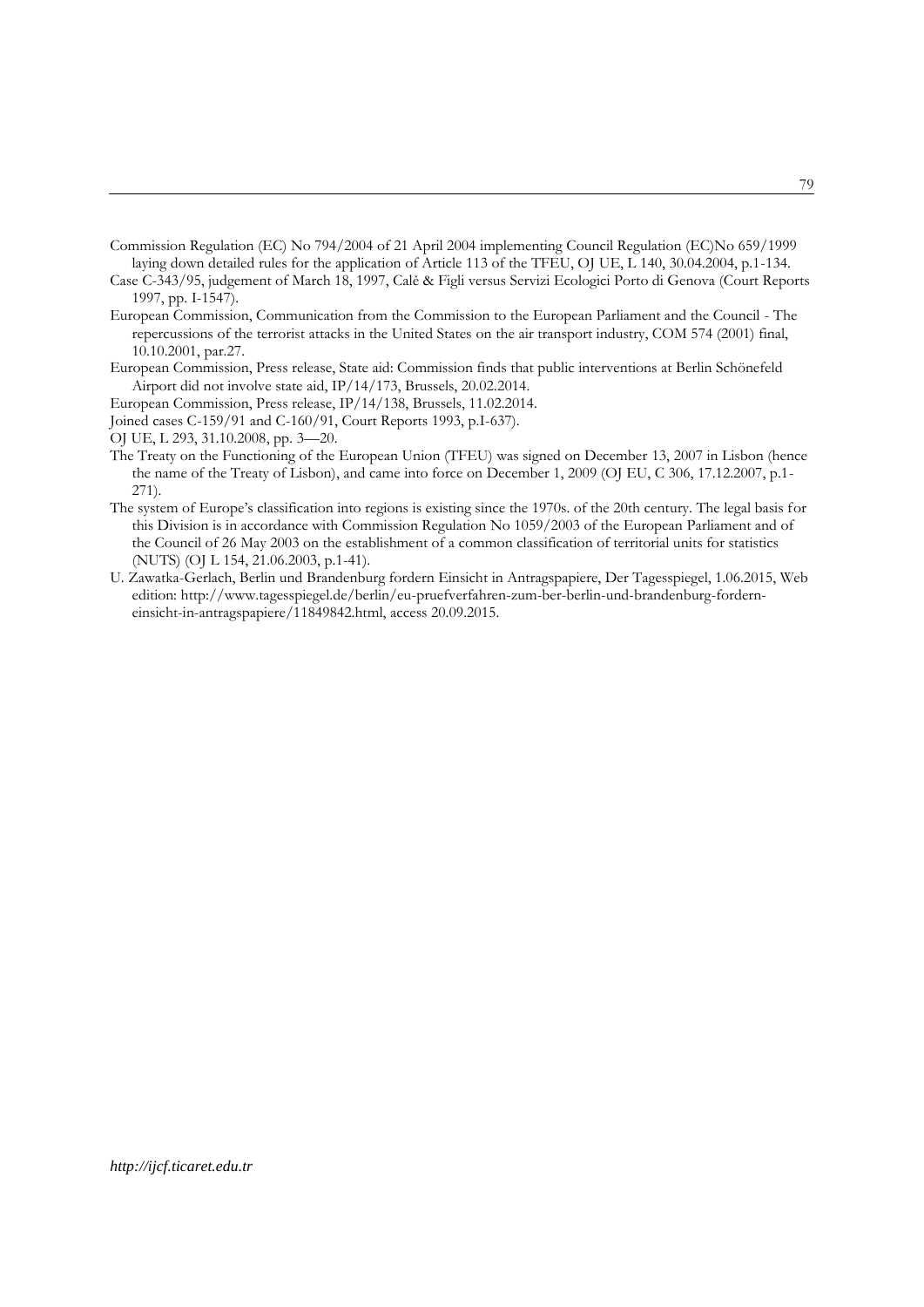Commission Regulation (EC) No 794/2004 of 21 April 2004 implementing Council Regulation (EC)No 659/1999 laying down detailed rules for the application of Article 113 of the TFEU, OJ UE, L 140, 30.04.2004, p.1-134.

Case C-343/95, judgement of March 18, 1997, Calě & Figli versus Servizi Ecologici Porto di Genova (Court Reports 1997, pp. I-1547).

European Commission, Communication from the Commission to the European Parliament and the Council - The repercussions of the terrorist attacks in the United States on the air transport industry, COM 574 (2001) final, 10.10.2001, par.27.

European Commission, Press release, State aid: Commission finds that public interventions at Berlin Schönefeld Airport did not involve state aid, IP/14/173, Brussels, 20.02.2014.

European Commission, Press release, IP/14/138, Brussels, 11.02.2014.

Joined cases C-159/91 and C-160/91, Court Reports 1993, p.I-637).

OJ UE, L 293, 31.10.2008, pp. 3—20.

The Treaty on the Functioning of the European Union (TFEU) was signed on December 13, 2007 in Lisbon (hence the name of the Treaty of Lisbon), and came into force on December 1, 2009 (OJ EU, C 306, 17.12.2007, p.1-271).

The system of Europe's classification into regions is existing since the 1970s. of the 20th century. The legal basis for this Division is in accordance with Commission Regulation No 1059/2003 of the European Parliament and of the Council of 26 May 2003 on the establishment of a common classification of territorial units for statistics (NUTS) (OJ L 154, 21.06.2003, p.1-41).

U. Zawatka-Gerlach, Berlin und Brandenburg fordern Einsicht in Antragspapiere, Der Tagesspiegel, 1.06.2015, Web edition: http://www.tagesspiegel.de/berlin/eu-pruefverfahren-zum-ber-berlin-und-brandenburg-fordern-einsicht-in-antragspapiere/11849842.html, access 20.09.2015.